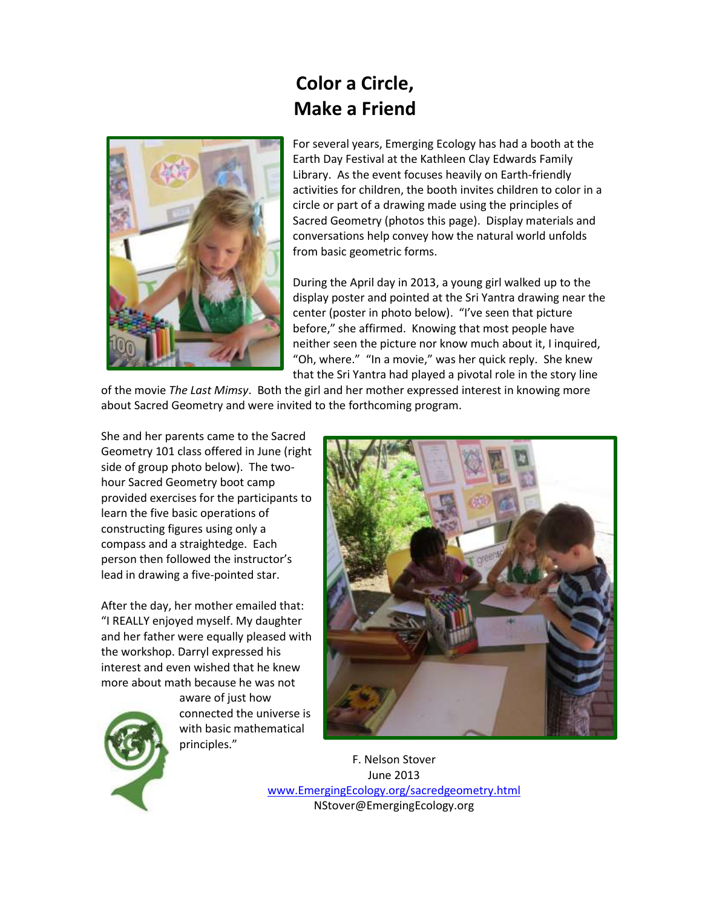# Color a Circle, Make a Friend

For several years, Emerging Ecology has had a booth at the Earth Day Festival at the Kathleen Clay Edwards Family Library. As the event focuses heavily on Earth-friendly activities for children, the booth invites children to color in a circle or part of a drawing made using the principles of Sacred Geometry (photos this page). Display materials and conversations help convey how the natural world unfolds from basic geometric forms.

During the April day in 2013, a young girl walked up to the display poster and pointed at the Sri Yantra drawing near the center (poster in photo below). "I've seen that picture before," she affirmed. Knowing that most people have neither seen the picture nor know much about it, I inquired, "Oh, where." "In a movie," was her quick reply. She knew that the Sri Yantra had played a pivotal role in the story line of the movie *The Last Mimsy*. Both the girl and her mother expressed interest in knowing more about Sacred Geometry and were invited to the forthcoming program.

She and her parents came to the Sacred Geometry 101 class offered in June (right side of group photo below). The two-hour Sacred Geometry boot camp provided exercises for the participants to learn the five basic operations of constructing figures using only a compass and a straightedge. Each person then followed the instructor's lead in drawing a five-pointed star.

After the day, her mother emailed that: "I REALLY enjoyed myself. My daughter and her father were equally pleased with the workshop. Darryl expressed his interest and even wished that he knew more about math because he was not aware of just how connected the universe is with basic mathematical principles."

F. Nelson Stover
June 2013
www.EmergingEcology.org/sacredgeometry.html
NStover@EmergingEcology.org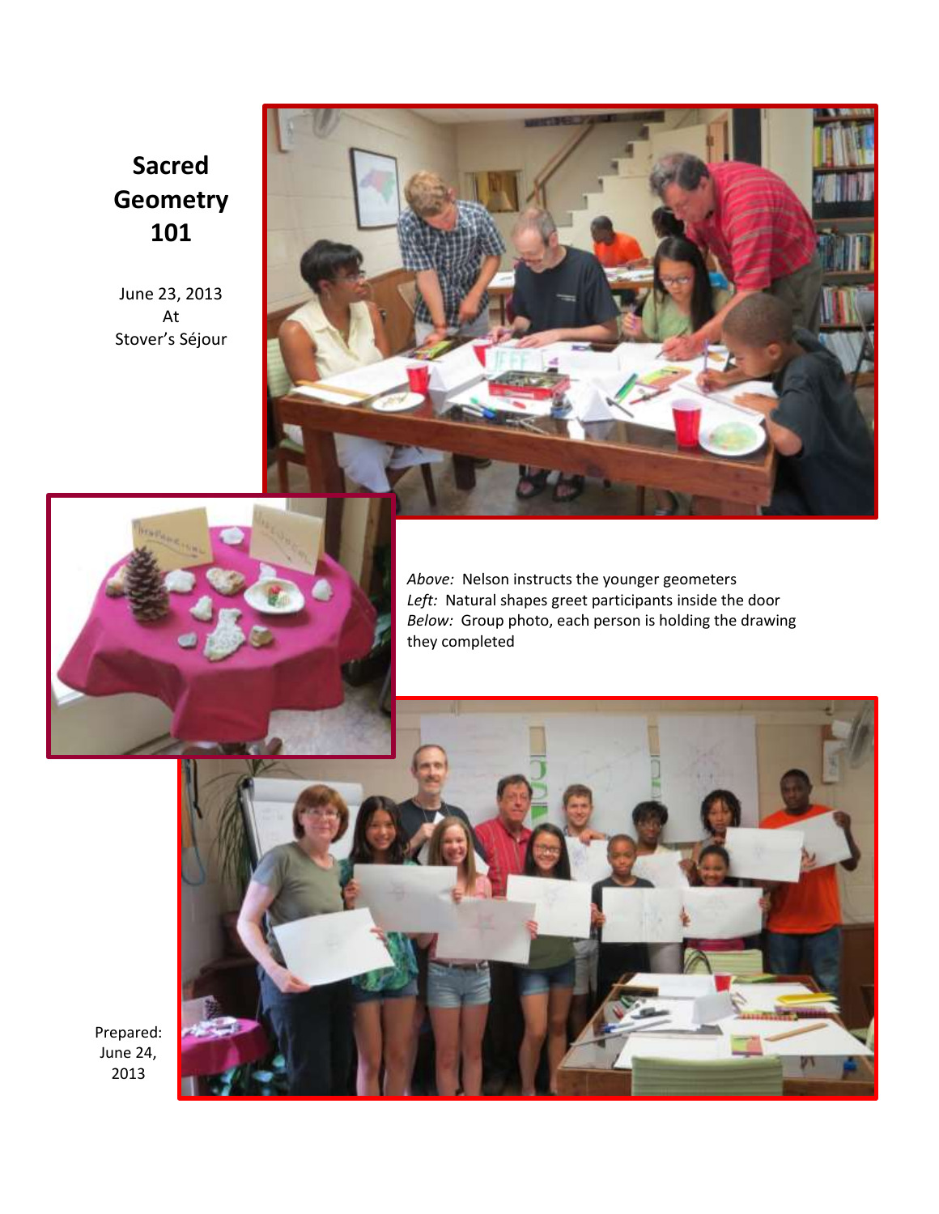# Sacred Geometry 101

June 23, 2013
At
Stover's Séjour

*Above:* Nelson instructs the younger geometers
*Left:* Natural shapes greet participants inside the door
*Below:* Group photo, each person is holding the drawing they completed

Prepared:
June 24,
2013